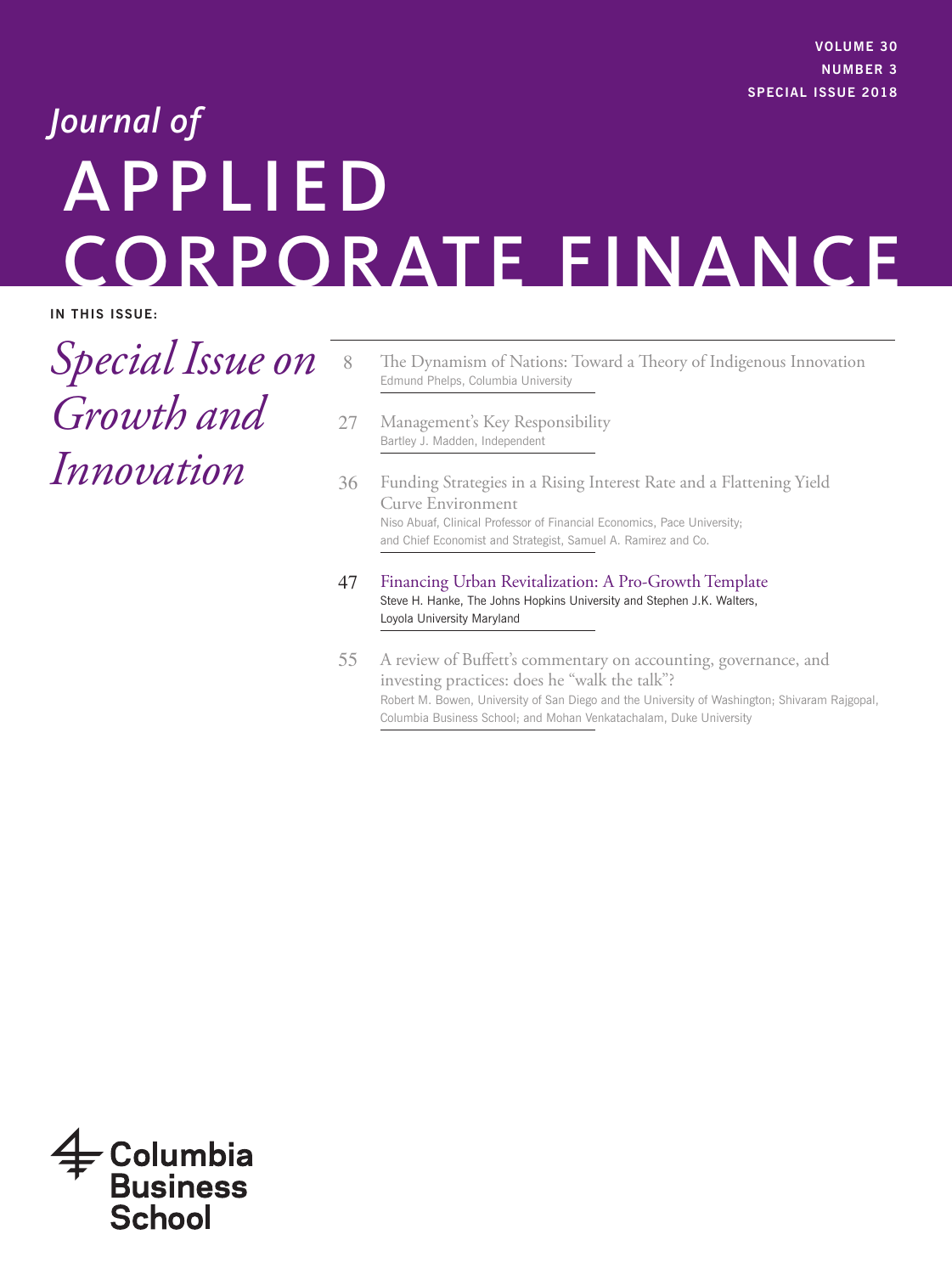VOLUME 30
NUMBER 3
SPECIAL ISSUE 2018

# *Journal of* APPLIED CORPORATE FINANCE

IN THIS ISSUE:

## *Special Issue on Growth and Innovation*

8 The Dynamism of Nations: Toward a Theory of Indigenous Innovation
Edmund Phelps, Columbia University

27 Management's Key Responsibility
Bartley J. Madden, Independent

36 Funding Strategies in a Rising Interest Rate and a Flattening Yield Curve Environment
Niso Abuaf, Clinical Professor of Financial Economics, Pace University; and Chief Economist and Strategist, Samuel A. Ramirez and Co.

47 Financing Urban Revitalization: A Pro-Growth Template
Steve H. Hanke, The Johns Hopkins University and Stephen J.K. Walters, Loyola University Maryland

55 A review of Buffett's commentary on accounting, governance, and investing practices: does he "walk the talk"?
Robert M. Bowen, University of San Diego and the University of Washington; Shivaram Rajgopal, Columbia Business School; and Mohan Venkatachalam, Duke University

Columbia Business School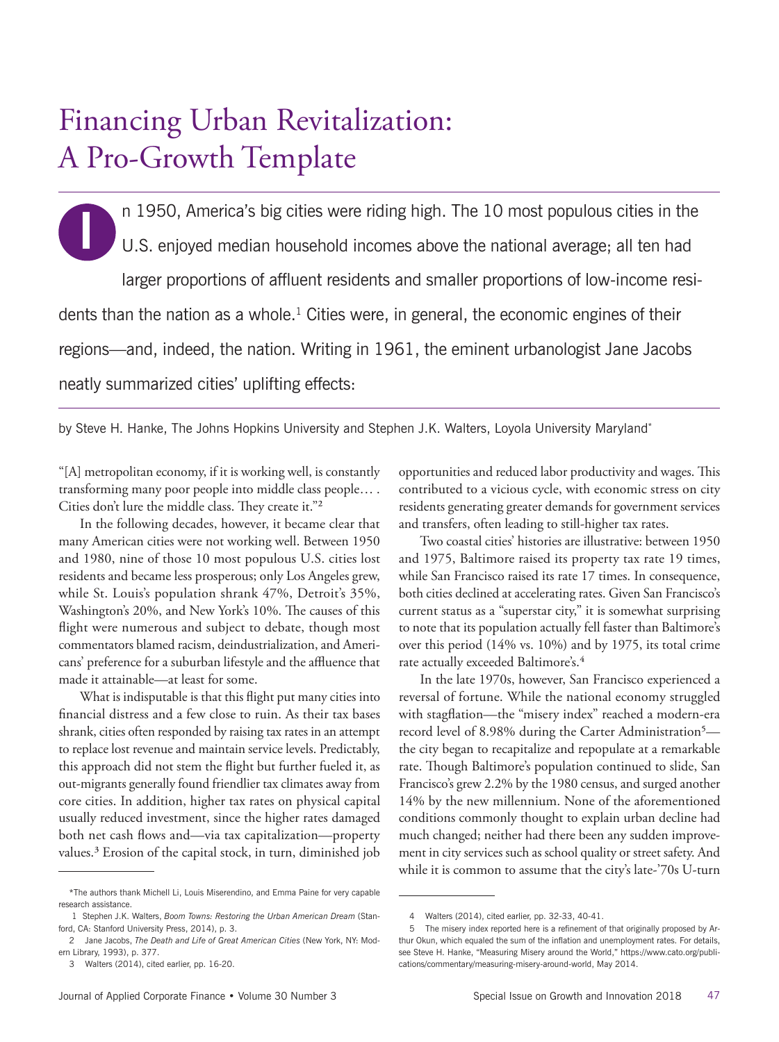# Financing Urban Revitalization: A Pro-Growth Template

In 1950, America's big cities were riding high. The 10 most populous cities in the U.S. enjoyed median household incomes above the national average; all ten had larger proportions of affluent residents and smaller proportions of low-income residents than the nation as a whole.[1] Cities were, in general, the economic engines of their regions—and, indeed, the nation. Writing in 1961, the eminent urbanologist Jane Jacobs neatly summarized cities' uplifting effects:

by Steve H. Hanke, The Johns Hopkins University and Stephen J.K. Walters, Loyola University Maryland*

"[A] metropolitan economy, if it is working well, is constantly transforming many poor people into middle class people… . Cities don't lure the middle class. They create it."[2]

In the following decades, however, it became clear that many American cities were not working well. Between 1950 and 1980, nine of those 10 most populous U.S. cities lost residents and became less prosperous; only Los Angeles grew, while St. Louis's population shrank 47%, Detroit's 35%, Washington's 20%, and New York's 10%. The causes of this flight were numerous and subject to debate, though most commentators blamed racism, deindustrialization, and Americans' preference for a suburban lifestyle and the affluence that made it attainable—at least for some.

What is indisputable is that this flight put many cities into financial distress and a few close to ruin. As their tax bases shrank, cities often responded by raising tax rates in an attempt to replace lost revenue and maintain service levels. Predictably, this approach did not stem the flight but further fueled it, as out-migrants generally found friendlier tax climates away from core cities. In addition, higher tax rates on physical capital usually reduced investment, since the higher rates damaged both net cash flows and—via tax capitalization—property values.[3] Erosion of the capital stock, in turn, diminished job opportunities and reduced labor productivity and wages. This contributed to a vicious cycle, with economic stress on city residents generating greater demands for government services and transfers, often leading to still-higher tax rates.

Two coastal cities' histories are illustrative: between 1950 and 1975, Baltimore raised its property tax rate 19 times, while San Francisco raised its rate 17 times. In consequence, both cities declined at accelerating rates. Given San Francisco's current status as a "superstar city," it is somewhat surprising to note that its population actually fell faster than Baltimore's over this period (14% vs. 10%) and by 1975, its total crime rate actually exceeded Baltimore's.[4]

In the late 1970s, however, San Francisco experienced a reversal of fortune. While the national economy struggled with stagflation—the "misery index" reached a modern-era record level of 8.98% during the Carter Administration[5]—the city began to recapitalize and repopulate at a remarkable rate. Though Baltimore's population continued to slide, San Francisco's grew 2.2% by the 1980 census, and surged another 14% by the new millennium. None of the aforementioned conditions commonly thought to explain urban decline had much changed; neither had there been any sudden improvement in city services such as school quality or street safety. And while it is common to assume that the city's late-'70s U-turn

---

*The authors thank Michell Li, Louis Miserendino, and Emma Paine for very capable research assistance.

1 Stephen J.K. Walters, *Boom Towns: Restoring the Urban American Dream* (Stanford, CA: Stanford University Press, 2014), p. 3.

2 Jane Jacobs, *The Death and Life of Great American Cities* (New York, NY: Modern Library, 1993), p. 377.

3 Walters (2014), cited earlier, pp. 16-20.

4 Walters (2014), cited earlier, pp. 32-33, 40-41.

5 The misery index reported here is a refinement of that originally proposed by Arthur Okun, which equaled the sum of the inflation and unemployment rates. For details, see Steve H. Hanke, "Measuring Misery around the World," https://www.cato.org/publications/commentary/measuring-misery-around-world, May 2014.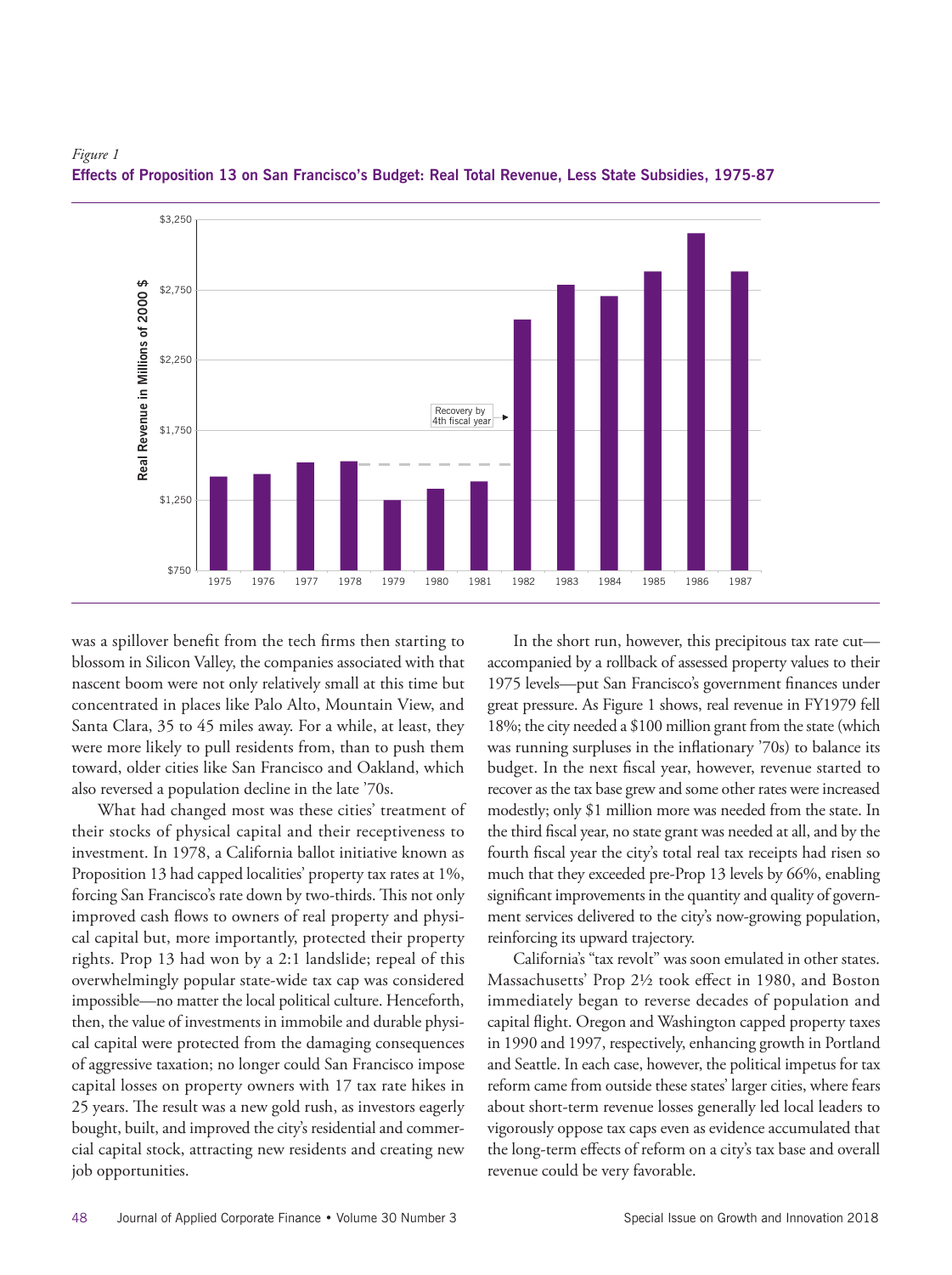*Figure 1*

**Effects of Proposition 13 on San Francisco's Budget: Real Total Revenue, Less State Subsidies, 1975-87**

was a spillover benefit from the tech firms then starting to blossom in Silicon Valley, the companies associated with that nascent boom were not only relatively small at this time but concentrated in places like Palo Alto, Mountain View, and Santa Clara, 35 to 45 miles away. For a while, at least, they were more likely to pull residents from, than to push them toward, older cities like San Francisco and Oakland, which also reversed a population decline in the late '70s.

What had changed most was these cities' treatment of their stocks of physical capital and their receptiveness to investment. In 1978, a California ballot initiative known as Proposition 13 had capped localities' property tax rates at 1%, forcing San Francisco's rate down by two-thirds. This not only improved cash flows to owners of real property and physical capital but, more importantly, protected their property rights. Prop 13 had won by a 2:1 landslide; repeal of this overwhelmingly popular state-wide tax cap was considered impossible—no matter the local political culture. Henceforth, then, the value of investments in immobile and durable physical capital were protected from the damaging consequences of aggressive taxation; no longer could San Francisco impose capital losses on property owners with 17 tax rate hikes in 25 years. The result was a new gold rush, as investors eagerly bought, built, and improved the city's residential and commercial capital stock, attracting new residents and creating new job opportunities.

In the short run, however, this precipitous tax rate cut—accompanied by a rollback of assessed property values to their 1975 levels—put San Francisco's government finances under great pressure. As Figure 1 shows, real revenue in FY1979 fell 18%; the city needed a $100 million grant from the state (which was running surpluses in the inflationary '70s) to balance its budget. In the next fiscal year, however, revenue started to recover as the tax base grew and some other rates were increased modestly; only $1 million more was needed from the state. In the third fiscal year, no state grant was needed at all, and by the fourth fiscal year the city's total real tax receipts had risen so much that they exceeded pre-Prop 13 levels by 66%, enabling significant improvements in the quantity and quality of government services delivered to the city's now-growing population, reinforcing its upward trajectory.

California's "tax revolt" was soon emulated in other states. Massachusetts' Prop 2½ took effect in 1980, and Boston immediately began to reverse decades of population and capital flight. Oregon and Washington capped property taxes in 1990 and 1997, respectively, enhancing growth in Portland and Seattle. In each case, however, the political impetus for tax reform came from outside these states' larger cities, where fears about short-term revenue losses generally led local leaders to vigorously oppose tax caps even as evidence accumulated that the long-term effects of reform on a city's tax base and overall revenue could be very favorable.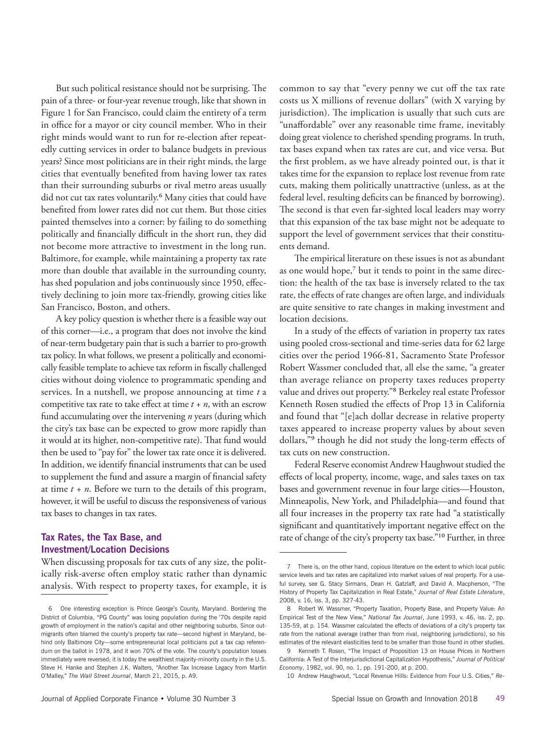But such political resistance should not be surprising. The pain of a three- or four-year revenue trough, like that shown in Figure 1 for San Francisco, could claim the entirety of a term in office for a mayor or city council member. Who in their right minds would want to run for re-election after repeatedly cutting services in order to balance budgets in previous years? Since most politicians are in their right minds, the large cities that eventually benefited from having lower tax rates than their surrounding suburbs or rival metro areas usually did not cut tax rates voluntarily.[6] Many cities that could have benefited from lower rates did not cut them. But those cities painted themselves into a corner: by failing to do something politically and financially difficult in the short run, they did not become more attractive to investment in the long run. Baltimore, for example, while maintaining a property tax rate more than double that available in the surrounding county, has shed population and jobs continuously since 1950, effectively declining to join more tax-friendly, growing cities like San Francisco, Boston, and others.

A key policy question is whether there is a feasible way out of this corner—i.e., a program that does not involve the kind of near-term budgetary pain that is such a barrier to pro-growth tax policy. In what follows, we present a politically and economically feasible template to achieve tax reform in fiscally challenged cities without doing violence to programmatic spending and services. In a nutshell, we propose announcing at time $t$ a competitive tax rate to take effect at time $t + n$, with an escrow fund accumulating over the intervening $n$ years (during which the city's tax base can be expected to grow more rapidly than it would at its higher, non-competitive rate). That fund would then be used to "pay for" the lower tax rate once it is delivered. In addition, we identify financial instruments that can be used to supplement the fund and assure a margin of financial safety at time $t + n$. Before we turn to the details of this program, however, it will be useful to discuss the responsiveness of various tax bases to changes in tax rates.

## Tax Rates, the Tax Base, and Investment/Location Decisions

When discussing proposals for tax cuts of any size, the politically risk-averse often employ static rather than dynamic analysis. With respect to property taxes, for example, it is common to say that "every penny we cut off the tax rate costs us X millions of revenue dollars" (with X varying by jurisdiction). The implication is usually that such cuts are "unaffordable" over any reasonable time frame, inevitably doing great violence to cherished spending programs. In truth, tax bases expand when tax rates are cut, and vice versa. But the first problem, as we have already pointed out, is that it takes time for the expansion to replace lost revenue from rate cuts, making them politically unattractive (unless, as at the federal level, resulting deficits can be financed by borrowing). The second is that even far-sighted local leaders may worry that this expansion of the tax base might not be adequate to support the level of government services that their constituents demand.

The empirical literature on these issues is not as abundant as one would hope,[7] but it tends to point in the same direction: the health of the tax base is inversely related to the tax rate, the effects of rate changes are often large, and individuals are quite sensitive to rate changes in making investment and location decisions.

In a study of the effects of variation in property tax rates using pooled cross-sectional and time-series data for 62 large cities over the period 1966-81, Sacramento State Professor Robert Wassmer concluded that, all else the same, "a greater than average reliance on property taxes reduces property value and drives out property."[8] Berkeley real estate Professor Kenneth Rosen studied the effects of Prop 13 in California and found that "[e]ach dollar decrease in relative property taxes appeared to increase property values by about seven dollars,"[9] though he did not study the long-term effects of tax cuts on new construction.

Federal Reserve economist Andrew Haughwout studied the effects of local property, income, wage, and sales taxes on tax bases and government revenue in four large cities—Houston, Minneapolis, New York, and Philadelphia—and found that all four increases in the property tax rate had "a statistically significant and quantitatively important negative effect on the rate of change of the city's property tax base."[10] Further, in three

---

6 One interesting exception is Prince George's County, Maryland. Bordering the District of Columbia, "PG County" was losing population during the '70s despite rapid growth of employment in the nation's capital and other neighboring suburbs. Since out-migrants often blamed the county's property tax rate—second highest in Maryland, behind only Baltimore City—some entrepreneurial local politicians put a tax cap referendum on the ballot in 1978, and it won 70% of the vote. The county's population losses immediately were reversed; it is today the wealthiest majority-minority county in the U.S. Steve H. Hanke and Stephen J.K. Walters, "Another Tax Increase Legacy from Martin O'Malley," *The Wall Street Journal*, March 21, 2015, p. A9.

7 There is, on the other hand, copious literature on the extent to which local public service levels and tax rates are capitalized into market values of real property. For a useful survey, see G. Stacy Sirmans, Dean H. Gatzlaff, and David A. Macpherson, "The History of Property Tax Capitalization in Real Estate," *Journal of Real Estate Literature*, 2008, v. 16, iss. 3, pp. 327-43.

8 Robert W. Wassmer, "Property Taxation, Property Base, and Property Value: An Empirical Test of the New View," *National Tax Journal*, June 1993, v. 46, iss. 2, pp. 135-59, at p. 154. Wassmer calculated the effects of deviations of a city's property tax rate from the national average (rather than from rival, neighboring jurisdictions), so his estimates of the relevant elasticities tend to be smaller than those found in other studies.

9 Kenneth T. Rosen, "The Impact of Proposition 13 on House Prices in Northern California: A Test of the Interjurisdictional Capitalization Hypothesis," *Journal of Political Economy*, 1982, vol. 90, no. 1, pp. 191-200, at p. 200.

10 Andrew Haughwout, "Local Revenue Hills: Evidence from Four U.S. Cities," *Re-*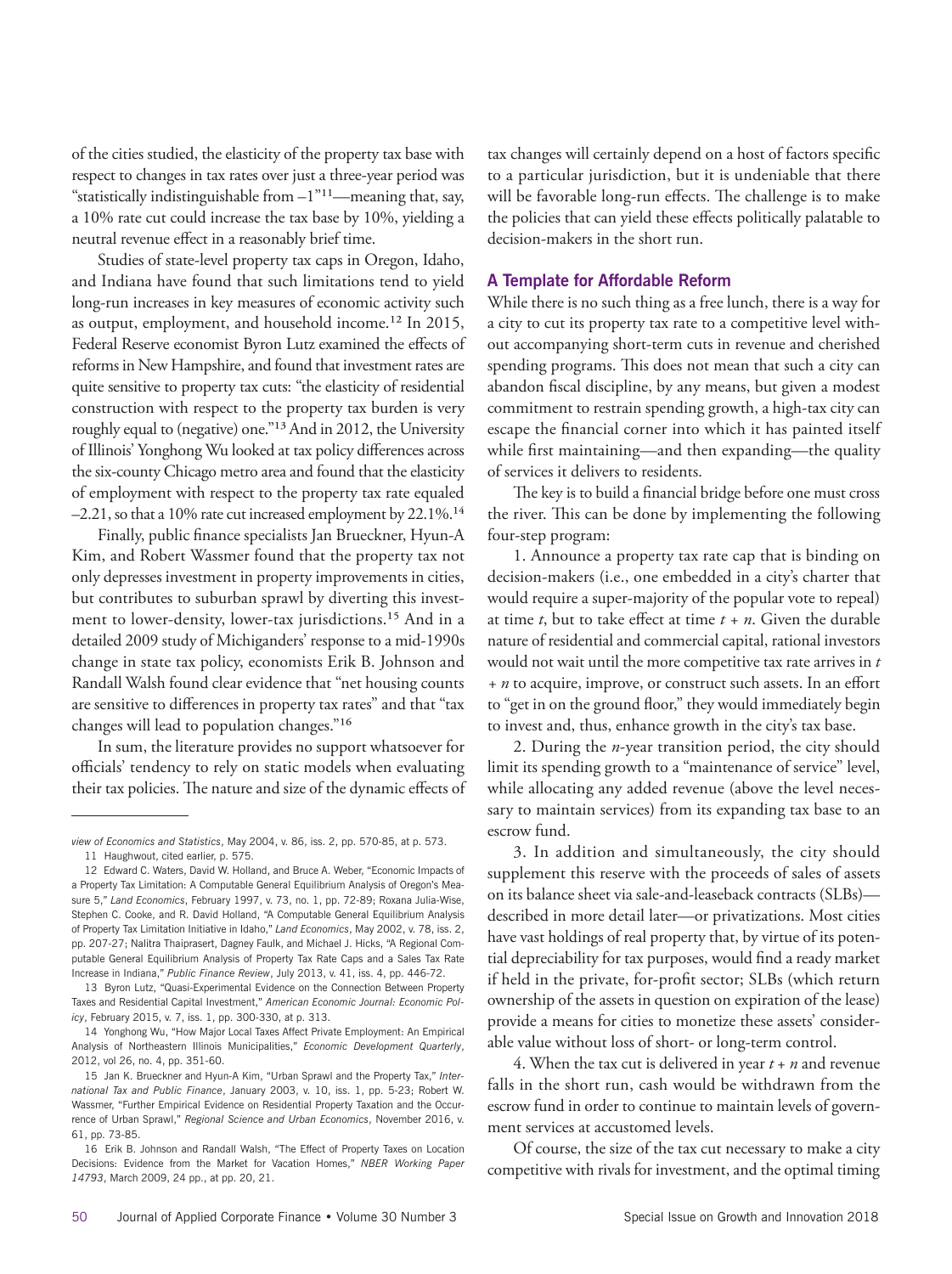of the cities studied, the elasticity of the property tax base with respect to changes in tax rates over just a three-year period was "statistically indistinguishable from –1"[11]—meaning that, say, a 10% rate cut could increase the tax base by 10%, yielding a neutral revenue effect in a reasonably brief time.

Studies of state-level property tax caps in Oregon, Idaho, and Indiana have found that such limitations tend to yield long-run increases in key measures of economic activity such as output, employment, and household income.[12] In 2015, Federal Reserve economist Byron Lutz examined the effects of reforms in New Hampshire, and found that investment rates are quite sensitive to property tax cuts: "the elasticity of residential construction with respect to the property tax burden is very roughly equal to (negative) one."[13] And in 2012, the University of Illinois' Yonghong Wu looked at tax policy differences across the six-county Chicago metro area and found that the elasticity of employment with respect to the property tax rate equaled –2.21, so that a 10% rate cut increased employment by 22.1%.[14]

Finally, public finance specialists Jan Brueckner, Hyun-A Kim, and Robert Wassmer found that the property tax not only depresses investment in property improvements in cities, but contributes to suburban sprawl by diverting this investment to lower-density, lower-tax jurisdictions.[15] And in a detailed 2009 study of Michiganders' response to a mid-1990s change in state tax policy, economists Erik B. Johnson and Randall Walsh found clear evidence that "net housing counts are sensitive to differences in property tax rates" and that "tax changes will lead to population changes."[16]

In sum, the literature provides no support whatsoever for officials' tendency to rely on static models when evaluating their tax policies. The nature and size of the dynamic effects of tax changes will certainly depend on a host of factors specific to a particular jurisdiction, but it is undeniable that there will be favorable long-run effects. The challenge is to make the policies that can yield these effects politically palatable to decision-makers in the short run.

## A Template for Affordable Reform

While there is no such thing as a free lunch, there is a way for a city to cut its property tax rate to a competitive level without accompanying short-term cuts in revenue and cherished spending programs. This does not mean that such a city can abandon fiscal discipline, by any means, but given a modest commitment to restrain spending growth, a high-tax city can escape the financial corner into which it has painted itself while first maintaining—and then expanding—the quality of services it delivers to residents.

The key is to build a financial bridge before one must cross the river. This can be done by implementing the following four-step program:

1. Announce a property tax rate cap that is binding on decision-makers (i.e., one embedded in a city's charter that would require a super-majority of the popular vote to repeal) at time $t$, but to take effect at time $t + n$. Given the durable nature of residential and commercial capital, rational investors would not wait until the more competitive tax rate arrives in $t + n$ to acquire, improve, or construct such assets. In an effort to "get in on the ground floor," they would immediately begin to invest and, thus, enhance growth in the city's tax base.

2. During the $n$-year transition period, the city should limit its spending growth to a "maintenance of service" level, while allocating any added revenue (above the level necessary to maintain services) from its expanding tax base to an escrow fund.

3. In addition and simultaneously, the city should supplement this reserve with the proceeds of sales of assets on its balance sheet via sale-and-leaseback contracts (SLBs)—described in more detail later—or privatizations. Most cities have vast holdings of real property that, by virtue of its potential depreciability for tax purposes, would find a ready market if held in the private, for-profit sector; SLBs (which return ownership of the assets in question on expiration of the lease) provide a means for cities to monetize these assets' considerable value without loss of short- or long-term control.

4. When the tax cut is delivered in year $t + n$ and revenue falls in the short run, cash would be withdrawn from the escrow fund in order to continue to maintain levels of government services at accustomed levels.

Of course, the size of the tax cut necessary to make a city competitive with rivals for investment, and the optimal timing

---

*view of Economics and Statistics*, May 2004, v. 86, iss. 2, pp. 570-85, at p. 573.

11 Haughwout, cited earlier, p. 575.

12 Edward C. Waters, David W. Holland, and Bruce A. Weber, "Economic Impacts of a Property Tax Limitation: A Computable General Equilibrium Analysis of Oregon's Measure 5," *Land Economics*, February 1997, v. 73, no. 1, pp. 72-89; Roxana Julia-Wise, Stephen C. Cooke, and R. David Holland, "A Computable General Equilibrium Analysis of Property Tax Limitation Initiative in Idaho," *Land Economics*, May 2002, v. 78, iss. 2, pp. 207-27; Nalitra Thaiprasert, Dagney Faulk, and Michael J. Hicks, "A Regional Computable General Equilibrium Analysis of Property Tax Rate Caps and a Sales Tax Rate Increase in Indiana," *Public Finance Review*, July 2013, v. 41, iss. 4, pp. 446-72.

13 Byron Lutz, "Quasi-Experimental Evidence on the Connection Between Property Taxes and Residential Capital Investment," *American Economic Journal: Economic Policy*, February 2015, v. 7, iss. 1, pp. 300-330, at p. 313.

14 Yonghong Wu, "How Major Local Taxes Affect Private Employment: An Empirical Analysis of Northeastern Illinois Municipalities," *Economic Development Quarterly*, 2012, vol 26, no. 4, pp. 351-60.

15 Jan K. Brueckner and Hyun-A Kim, "Urban Sprawl and the Property Tax," *International Tax and Public Finance*, January 2003, v. 10, iss. 1, pp. 5-23; Robert W. Wassmer, "Further Empirical Evidence on Residential Property Taxation and the Occurrence of Urban Sprawl," *Regional Science and Urban Economics*, November 2016, v. 61, pp. 73-85.

16 Erik B. Johnson and Randall Walsh, "The Effect of Property Taxes on Location Decisions: Evidence from the Market for Vacation Homes," *NBER Working Paper 14793*, March 2009, 24 pp., at pp. 20, 21.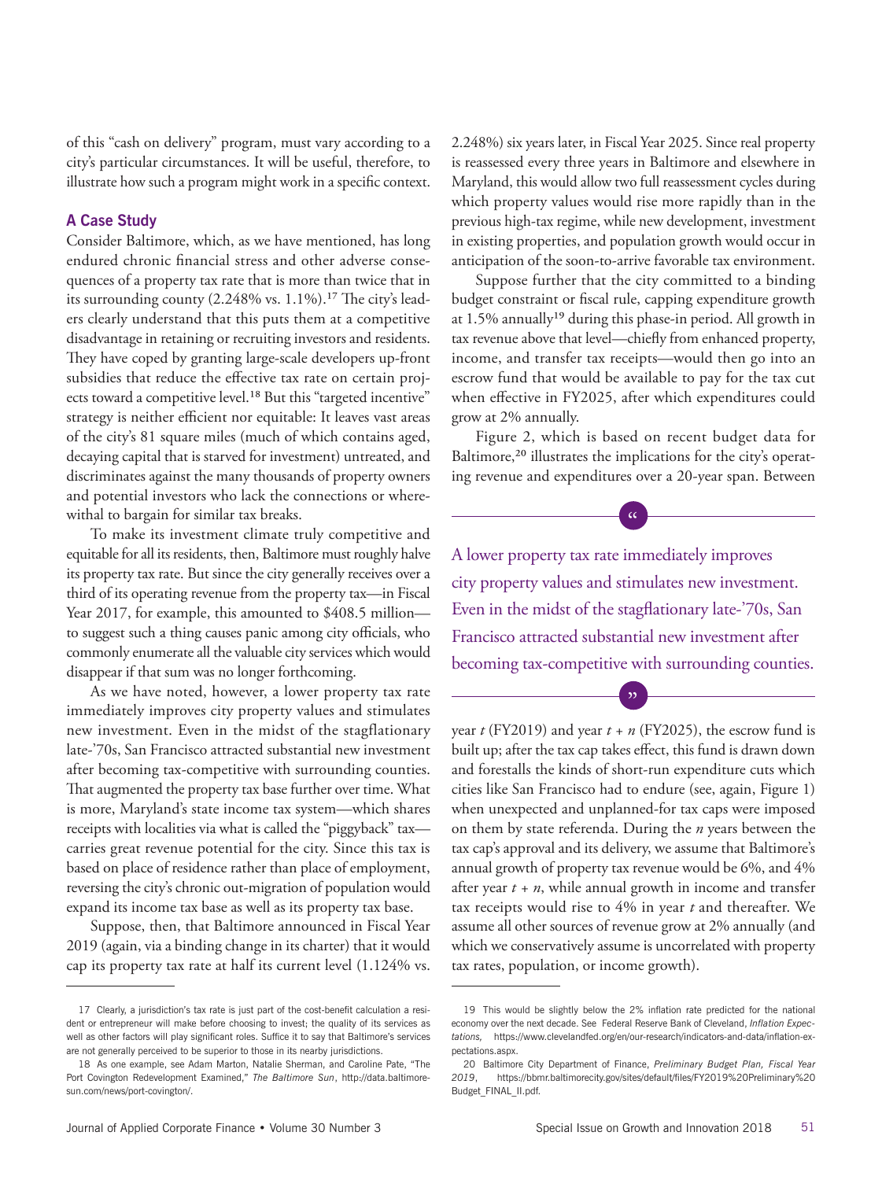of this "cash on delivery" program, must vary according to a city's particular circumstances. It will be useful, therefore, to illustrate how such a program might work in a specific context.

### A Case Study

Consider Baltimore, which, as we have mentioned, has long endured chronic financial stress and other adverse consequences of a property tax rate that is more than twice that in its surrounding county (2.248% vs. 1.1%).[17] The city's leaders clearly understand that this puts them at a competitive disadvantage in retaining or recruiting investors and residents. They have coped by granting large-scale developers up-front subsidies that reduce the effective tax rate on certain projects toward a competitive level.[18] But this "targeted incentive" strategy is neither efficient nor equitable: It leaves vast areas of the city's 81 square miles (much of which contains aged, decaying capital that is starved for investment) untreated, and discriminates against the many thousands of property owners and potential investors who lack the connections or wherewithal to bargain for similar tax breaks.

To make its investment climate truly competitive and equitable for all its residents, then, Baltimore must roughly halve its property tax rate. But since the city generally receives over a third of its operating revenue from the property tax—in Fiscal Year 2017, for example, this amounted to $408.5 million—to suggest such a thing causes panic among city officials, who commonly enumerate all the valuable city services which would disappear if that sum was no longer forthcoming.

As we have noted, however, a lower property tax rate immediately improves city property values and stimulates new investment. Even in the midst of the stagflationary late-'70s, San Francisco attracted substantial new investment after becoming tax-competitive with surrounding counties. That augmented the property tax base further over time. What is more, Maryland's state income tax system—which shares receipts with localities via what is called the "piggyback" tax—carries great revenue potential for the city. Since this tax is based on place of residence rather than place of employment, reversing the city's chronic out-migration of population would expand its income tax base as well as its property tax base.

Suppose, then, that Baltimore announced in Fiscal Year 2019 (again, via a binding change in its charter) that it would cap its property tax rate at half its current level (1.124% vs. 2.248%) six years later, in Fiscal Year 2025. Since real property is reassessed every three years in Baltimore and elsewhere in Maryland, this would allow two full reassessment cycles during which property values would rise more rapidly than in the previous high-tax regime, while new development, investment in existing properties, and population growth would occur in anticipation of the soon-to-arrive favorable tax environment.

Suppose further that the city committed to a binding budget constraint or fiscal rule, capping expenditure growth at 1.5% annually[19] during this phase-in period. All growth in tax revenue above that level—chiefly from enhanced property, income, and transfer tax receipts—would then go into an escrow fund that would be available to pay for the tax cut when effective in FY2025, after which expenditures could grow at 2% annually.

Figure 2, which is based on recent budget data for Baltimore,[20] illustrates the implications for the city's operating revenue and expenditures over a 20-year span. Between year $t$ (FY2019) and year $t + n$ (FY2025), the escrow fund is built up; after the tax cap takes effect, this fund is drawn down and forestalls the kinds of short-run expenditure cuts which cities like San Francisco had to endure (see, again, Figure 1) when unexpected and unplanned-for tax caps were imposed on them by state referenda. During the $n$ years between the tax cap's approval and its delivery, we assume that Baltimore's annual growth of property tax revenue would be 6%, and 4% after year $t + n$, while annual growth in income and transfer tax receipts would rise to 4% in year $t$ and thereafter. We assume all other sources of revenue grow at 2% annually (and which we conservatively assume is uncorrelated with property tax rates, population, or income growth).

> A lower property tax rate immediately improves city property values and stimulates new investment. Even in the midst of the stagflationary late-'70s, San Francisco attracted substantial new investment after becoming tax-competitive with surrounding counties.

---

17 Clearly, a jurisdiction's tax rate is just part of the cost-benefit calculation a resident or entrepreneur will make before choosing to invest; the quality of its services as well as other factors will play significant roles. Suffice it to say that Baltimore's services are not generally perceived to be superior to those in its nearby jurisdictions.

18 As one example, see Adam Marton, Natalie Sherman, and Caroline Pate, "The Port Covington Redevelopment Examined," *The Baltimore Sun*, http://data.baltimoresun.com/news/port-covington/.

19 This would be slightly below the 2% inflation rate predicted for the national economy over the next decade. See Federal Reserve Bank of Cleveland, *Inflation Expectations,* https://www.clevelandfed.org/en/our-research/indicators-and-data/inflation-expectations.aspx.

20 Baltimore City Department of Finance, *Preliminary Budget Plan, Fiscal Year 2019*, https://bbmr.baltimorecity.gov/sites/default/files/FY2019%20Preliminary%20Budget_FINAL_II.pdf.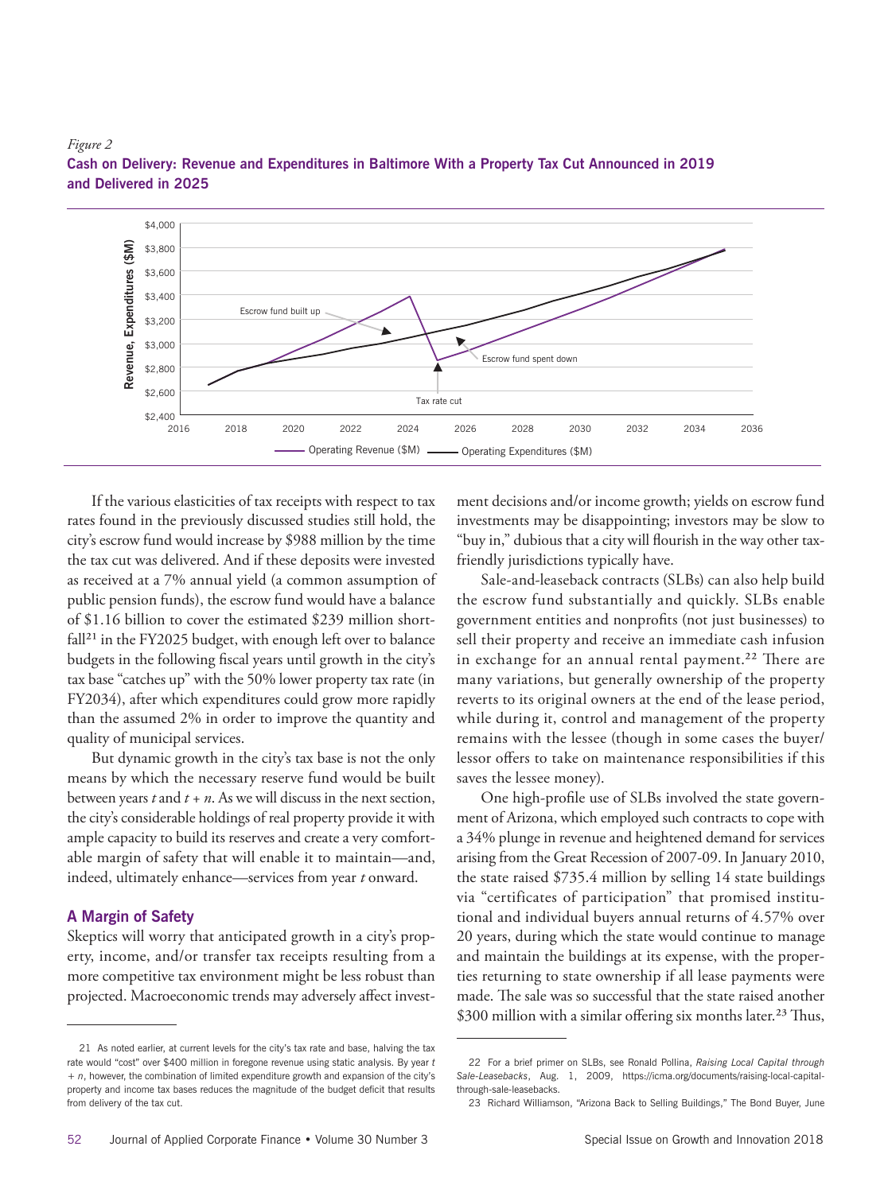*Figure 2*

**Cash on Delivery: Revenue and Expenditures in Baltimore With a Property Tax Cut Announced in 2019 and Delivered in 2025**

If the various elasticities of tax receipts with respect to tax rates found in the previously discussed studies still hold, the city's escrow fund would increase by $988 million by the time the tax cut was delivered. And if these deposits were invested as received at a 7% annual yield (a common assumption of public pension funds), the escrow fund would have a balance of $1.16 billion to cover the estimated $239 million shortfall[21] in the FY2025 budget, with enough left over to balance budgets in the following fiscal years until growth in the city's tax base "catches up" with the 50% lower property tax rate (in FY2034), after which expenditures could grow more rapidly than the assumed 2% in order to improve the quantity and quality of municipal services.

But dynamic growth in the city's tax base is not the only means by which the necessary reserve fund would be built between years $t$ and $t + n$. As we will discuss in the next section, the city's considerable holdings of real property provide it with ample capacity to build its reserves and create a very comfortable margin of safety that will enable it to maintain—and, indeed, ultimately enhance—services from year $t$ onward.

## A Margin of Safety

Skeptics will worry that anticipated growth in a city's property, income, and/or transfer tax receipts resulting from a more competitive tax environment might be less robust than projected. Macroeconomic trends may adversely affect investment decisions and/or income growth; yields on escrow fund investments may be disappointing; investors may be slow to "buy in," dubious that a city will flourish in the way other tax-friendly jurisdictions typically have.

Sale-and-leaseback contracts (SLBs) can also help build the escrow fund substantially and quickly. SLBs enable government entities and nonprofits (not just businesses) to sell their property and receive an immediate cash infusion in exchange for an annual rental payment.[22] There are many variations, but generally ownership of the property reverts to its original owners at the end of the lease period, while during it, control and management of the property remains with the lessee (though in some cases the buyer/lessor offers to take on maintenance responsibilities if this saves the lessee money).

One high-profile use of SLBs involved the state government of Arizona, which employed such contracts to cope with a 34% plunge in revenue and heightened demand for services arising from the Great Recession of 2007-09. In January 2010, the state raised $735.4 million by selling 14 state buildings via "certificates of participation" that promised institutional and individual buyers annual returns of 4.57% over 20 years, during which the state would continue to manage and maintain the buildings at its expense, with the properties returning to state ownership if all lease payments were made. The sale was so successful that the state raised another $300 million with a similar offering six months later.[23] Thus,

---

21 As noted earlier, at current levels for the city's tax rate and base, halving the tax rate would "cost" over $400 million in foregone revenue using static analysis. By year $t + n$, however, the combination of limited expenditure growth and expansion of the city's property and income tax bases reduces the magnitude of the budget deficit that results from delivery of the tax cut.

22 For a brief primer on SLBs, see Ronald Pollina, *Raising Local Capital through Sale-Leasebacks*, Aug. 1, 2009, https://icma.org/documents/raising-local-capital-through-sale-leasebacks.

23 Richard Williamson, "Arizona Back to Selling Buildings," The Bond Buyer, June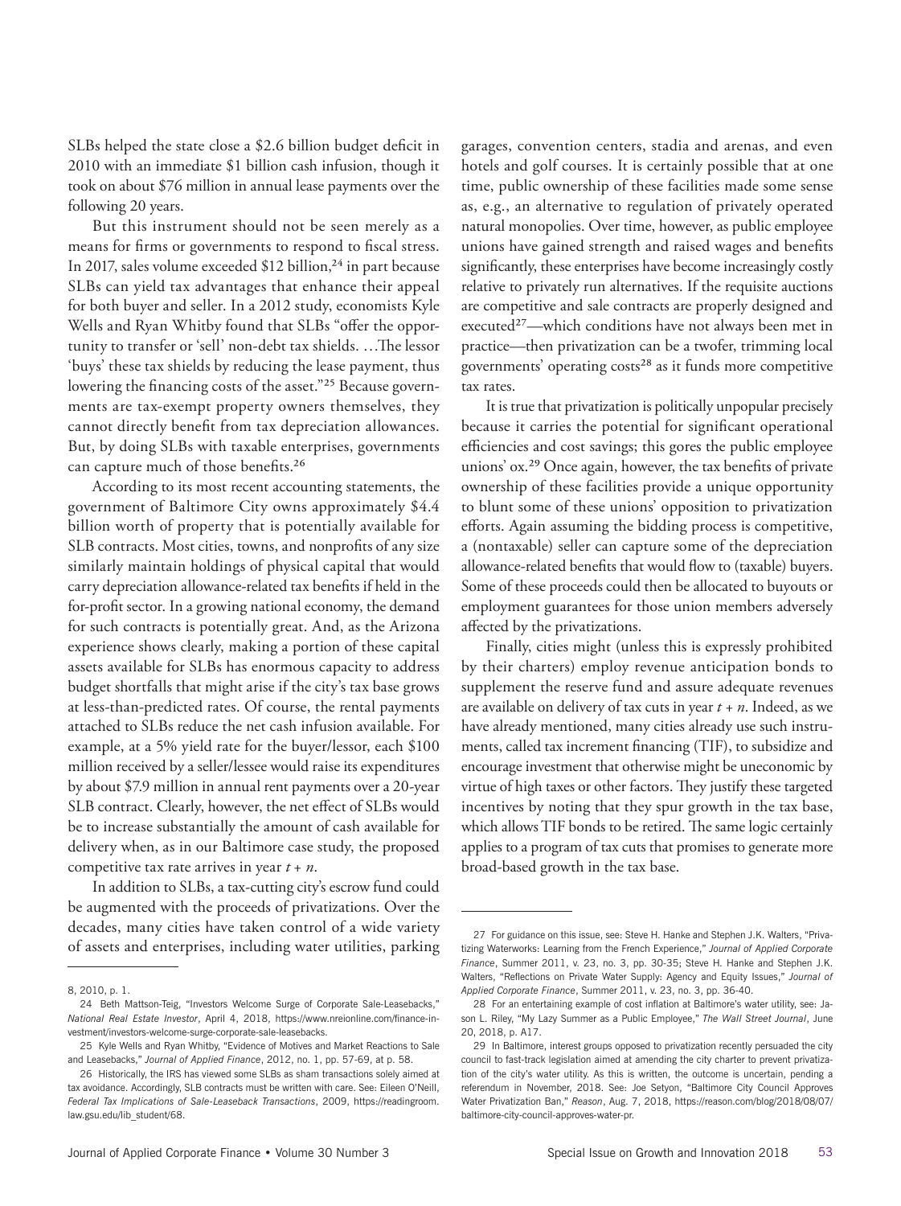SLBs helped the state close a $2.6 billion budget deficit in 2010 with an immediate $1 billion cash infusion, though it took on about $76 million in annual lease payments over the following 20 years.

But this instrument should not be seen merely as a means for firms or governments to respond to fiscal stress. In 2017, sales volume exceeded $12 billion,[24] in part because SLBs can yield tax advantages that enhance their appeal for both buyer and seller. In a 2012 study, economists Kyle Wells and Ryan Whitby found that SLBs "offer the opportunity to transfer or 'sell' non-debt tax shields. …The lessor 'buys' these tax shields by reducing the lease payment, thus lowering the financing costs of the asset."[25] Because governments are tax-exempt property owners themselves, they cannot directly benefit from tax depreciation allowances. But, by doing SLBs with taxable enterprises, governments can capture much of those benefits.[26]

According to its most recent accounting statements, the government of Baltimore City owns approximately $4.4 billion worth of property that is potentially available for SLB contracts. Most cities, towns, and nonprofits of any size similarly maintain holdings of physical capital that would carry depreciation allowance-related tax benefits if held in the for-profit sector. In a growing national economy, the demand for such contracts is potentially great. And, as the Arizona experience shows clearly, making a portion of these capital assets available for SLBs has enormous capacity to address budget shortfalls that might arise if the city's tax base grows at less-than-predicted rates. Of course, the rental payments attached to SLBs reduce the net cash infusion available. For example, at a 5% yield rate for the buyer/lessor, each $100 million received by a seller/lessee would raise its expenditures by about $7.9 million in annual rent payments over a 20-year SLB contract. Clearly, however, the net effect of SLBs would be to increase substantially the amount of cash available for delivery when, as in our Baltimore case study, the proposed competitive tax rate arrives in year $t + n$.

In addition to SLBs, a tax-cutting city's escrow fund could be augmented with the proceeds of privatizations. Over the decades, many cities have taken control of a wide variety of assets and enterprises, including water utilities, parking garages, convention centers, stadia and arenas, and even hotels and golf courses. It is certainly possible that at one time, public ownership of these facilities made some sense as, e.g., an alternative to regulation of privately operated natural monopolies. Over time, however, as public employee unions have gained strength and raised wages and benefits significantly, these enterprises have become increasingly costly relative to privately run alternatives. If the requisite auctions are competitive and sale contracts are properly designed and executed[27]—which conditions have not always been met in practice—then privatization can be a twofer, trimming local governments' operating costs[28] as it funds more competitive tax rates.

It is true that privatization is politically unpopular precisely because it carries the potential for significant operational efficiencies and cost savings; this gores the public employee unions' ox.[29] Once again, however, the tax benefits of private ownership of these facilities provide a unique opportunity to blunt some of these unions' opposition to privatization efforts. Again assuming the bidding process is competitive, a (nontaxable) seller can capture some of the depreciation allowance-related benefits that would flow to (taxable) buyers. Some of these proceeds could then be allocated to buyouts or employment guarantees for those union members adversely affected by the privatizations.

Finally, cities might (unless this is expressly prohibited by their charters) employ revenue anticipation bonds to supplement the reserve fund and assure adequate revenues are available on delivery of tax cuts in year $t + n$. Indeed, as we have already mentioned, many cities already use such instruments, called tax increment financing (TIF), to subsidize and encourage investment that otherwise might be uneconomic by virtue of high taxes or other factors. They justify these targeted incentives by noting that they spur growth in the tax base, which allows TIF bonds to be retired. The same logic certainly applies to a program of tax cuts that promises to generate more broad-based growth in the tax base.

---

8, 2010, p. 1.

24 Beth Mattson-Teig, "Investors Welcome Surge of Corporate Sale-Leasebacks," *National Real Estate Investor*, April 4, 2018, https://www.nreionline.com/finance-investment/investors-welcome-surge-corporate-sale-leasebacks.

25 Kyle Wells and Ryan Whitby, "Evidence of Motives and Market Reactions to Sale and Leasebacks," *Journal of Applied Finance*, 2012, no. 1, pp. 57-69, at p. 58.

26 Historically, the IRS has viewed some SLBs as sham transactions solely aimed at tax avoidance. Accordingly, SLB contracts must be written with care. See: Eileen O'Neill, *Federal Tax Implications of Sale-Leaseback Transactions*, 2009, https://readingroom.law.gsu.edu/lib_student/68.

27 For guidance on this issue, see: Steve H. Hanke and Stephen J.K. Walters, "Privatizing Waterworks: Learning from the French Experience," *Journal of Applied Corporate Finance*, Summer 2011, v. 23, no. 3, pp. 30-35; Steve H. Hanke and Stephen J.K. Walters, "Reflections on Private Water Supply: Agency and Equity Issues," *Journal of Applied Corporate Finance*, Summer 2011, v. 23, no. 3, pp. 36-40.

28 For an entertaining example of cost inflation at Baltimore's water utility, see: Jason L. Riley, "My Lazy Summer as a Public Employee," *The Wall Street Journal*, June 20, 2018, p. A17.

29 In Baltimore, interest groups opposed to privatization recently persuaded the city council to fast-track legislation aimed at amending the city charter to prevent privatization of the city's water utility. As this is written, the outcome is uncertain, pending a referendum in November, 2018. See: Joe Setyon, "Baltimore City Council Approves Water Privatization Ban," *Reason*, Aug. 7, 2018, https://reason.com/blog/2018/08/07/baltimore-city-council-approves-water-pr.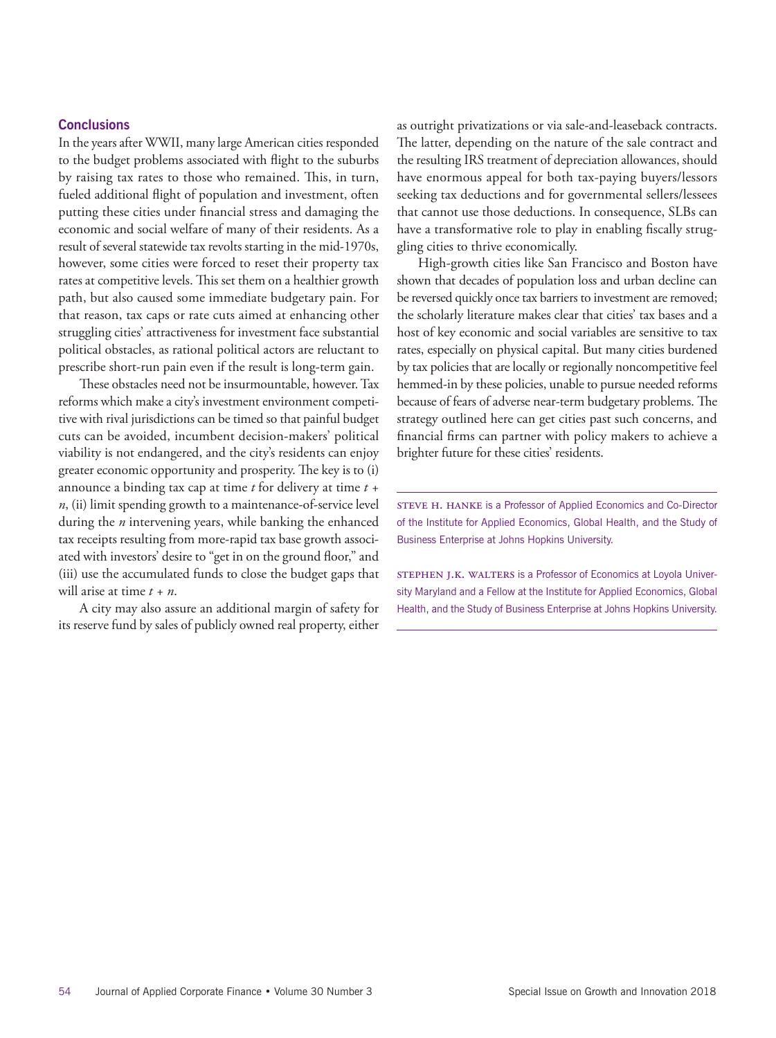## Conclusions

In the years after WWII, many large American cities responded to the budget problems associated with flight to the suburbs by raising tax rates to those who remained. This, in turn, fueled additional flight of population and investment, often putting these cities under financial stress and damaging the economic and social welfare of many of their residents. As a result of several statewide tax revolts starting in the mid-1970s, however, some cities were forced to reset their property tax rates at competitive levels. This set them on a healthier growth path, but also caused some immediate budgetary pain. For that reason, tax caps or rate cuts aimed at enhancing other struggling cities' attractiveness for investment face substantial political obstacles, as rational political actors are reluctant to prescribe short-run pain even if the result is long-term gain.

These obstacles need not be insurmountable, however. Tax reforms which make a city's investment environment competitive with rival jurisdictions can be timed so that painful budget cuts can be avoided, incumbent decision-makers' political viability is not endangered, and the city's residents can enjoy greater economic opportunity and prosperity. The key is to (i) announce a binding tax cap at time $t$ for delivery at time $t + n$, (ii) limit spending growth to a maintenance-of-service level during the $n$ intervening years, while banking the enhanced tax receipts resulting from more-rapid tax base growth associated with investors' desire to "get in on the ground floor," and (iii) use the accumulated funds to close the budget gaps that will arise at time $t + n$.

A city may also assure an additional margin of safety for its reserve fund by sales of publicly owned real property, either as outright privatizations or via sale-and-leaseback contracts. The latter, depending on the nature of the sale contract and the resulting IRS treatment of depreciation allowances, should have enormous appeal for both tax-paying buyers/lessors seeking tax deductions and for governmental sellers/lessees that cannot use those deductions. In consequence, SLBs can have a transformative role to play in enabling fiscally struggling cities to thrive economically.

High-growth cities like San Francisco and Boston have shown that decades of population loss and urban decline can be reversed quickly once tax barriers to investment are removed; the scholarly literature makes clear that cities' tax bases and a host of key economic and social variables are sensitive to tax rates, especially on physical capital. But many cities burdened by tax policies that are locally or regionally noncompetitive feel hemmed-in by these policies, unable to pursue needed reforms because of fears of adverse near-term budgetary problems. The strategy outlined here can get cities past such concerns, and financial firms can partner with policy makers to achieve a brighter future for these cities' residents.

---

Steve H. Hanke is a Professor of Applied Economics and Co-Director of the Institute for Applied Economics, Global Health, and the Study of Business Enterprise at Johns Hopkins University.

Stephen J.K. Walters is a Professor of Economics at Loyola University Maryland and a Fellow at the Institute for Applied Economics, Global Health, and the Study of Business Enterprise at Johns Hopkins University.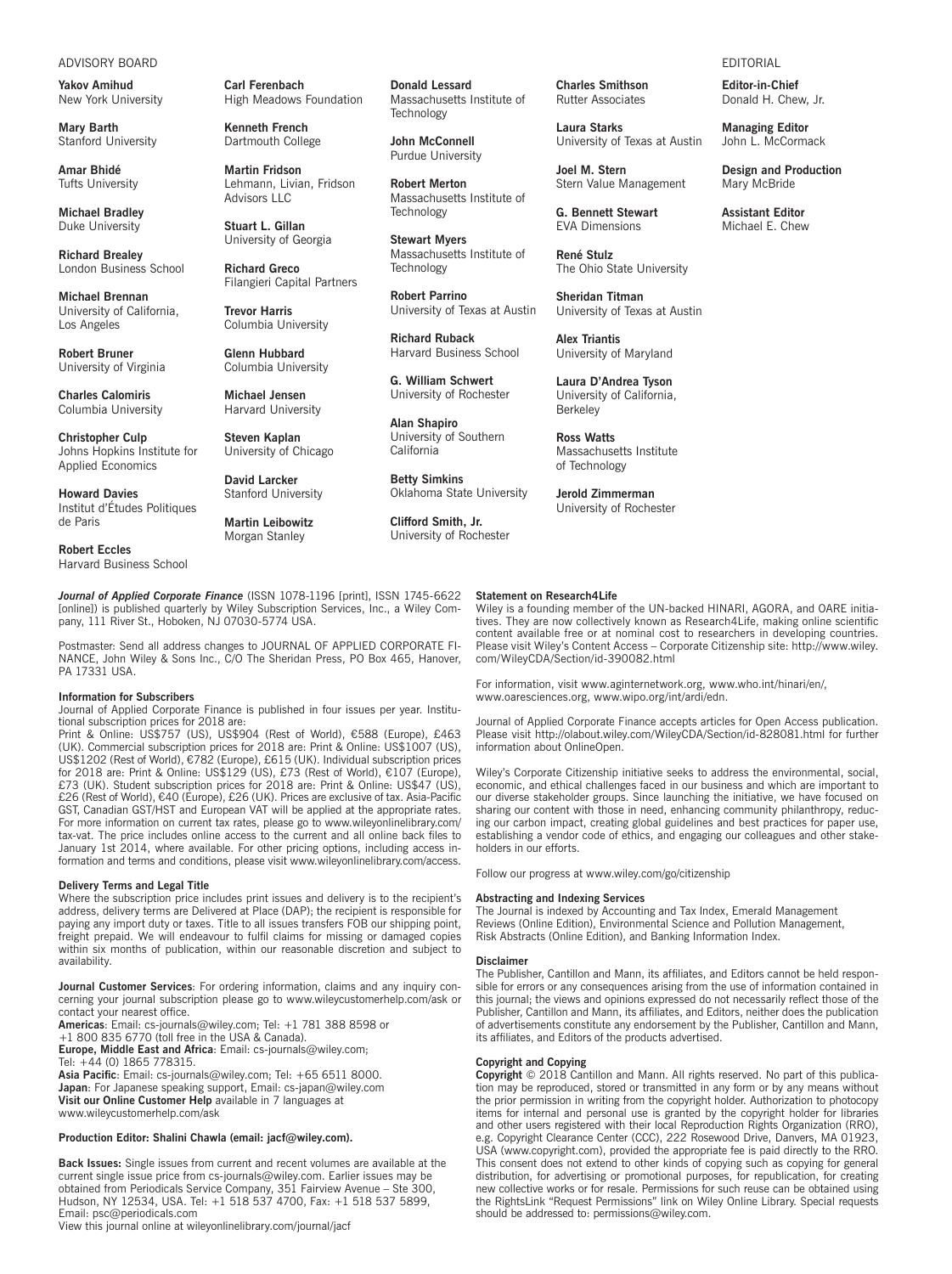## ADVISORY BOARD

**Yakov Amihud**
New York University

**Mary Barth**
Stanford University

**Amar Bhidé**
Tufts University

**Michael Bradley**
Duke University

**Richard Brealey**
London Business School

**Michael Brennan**
University of California, Los Angeles

**Robert Bruner**
University of Virginia

**Charles Calomiris**
Columbia University

**Christopher Culp**
Johns Hopkins Institute for Applied Economics

**Howard Davies**
Institut d'Études Politiques de Paris

**Robert Eccles**
Harvard Business School

**Carl Ferenbach**
High Meadows Foundation

**Kenneth French**
Dartmouth College

**Martin Fridson**
Lehmann, Livian, Fridson Advisors LLC

**Stuart L. Gillan**
University of Georgia

**Richard Greco**
Filangieri Capital Partners

**Trevor Harris**
Columbia University

**Glenn Hubbard**
Columbia University

**Michael Jensen**
Harvard University

**Steven Kaplan**
University of Chicago

**David Larcker**
Stanford University

**Martin Leibowitz**
Morgan Stanley

**Donald Lessard**
Massachusetts Institute of Technology

**John McConnell**
Purdue University

**Robert Merton**
Massachusetts Institute of Technology

**Stewart Myers**
Massachusetts Institute of Technology

**Robert Parrino**
University of Texas at Austin

**Richard Ruback**
Harvard Business School

**G. William Schwert**
University of Rochester

**Alan Shapiro**
University of Southern California

**Betty Simkins**
Oklahoma State University

**Clifford Smith, Jr.**
University of Rochester

**Charles Smithson**
Rutter Associates

**Laura Starks**
University of Texas at Austin

**Joel M. Stern**
Stern Value Management

**G. Bennett Stewart**
EVA Dimensions

**René Stulz**
The Ohio State University

**Sheridan Titman**
University of Texas at Austin

**Alex Triantis**
University of Maryland

**Laura D'Andrea Tyson**
University of California, Berkeley

**Ross Watts**
Massachusetts Institute of Technology

**Jerold Zimmerman**
University of Rochester

## EDITORIAL

**Editor-in-Chief**
Donald H. Chew, Jr.

**Managing Editor**
John L. McCormack

**Design and Production**
Mary McBride

**Assistant Editor**
Michael E. Chew

***Journal of Applied Corporate Finance*** (ISSN 1078-1196 [print], ISSN 1745-6622 [online]) is published quarterly by Wiley Subscription Services, Inc., a Wiley Company, 111 River St., Hoboken, NJ 07030-5774 USA.

Postmaster: Send all address changes to JOURNAL OF APPLIED CORPORATE FINANCE, John Wiley & Sons Inc., C/O The Sheridan Press, PO Box 465, Hanover, PA 17331 USA.

**Information for Subscribers**
Journal of Applied Corporate Finance is published in four issues per year. Institutional subscription prices for 2018 are:
Print & Online: US$757 (US), US$904 (Rest of World), €588 (Europe), £463 (UK). Commercial subscription prices for 2018 are: Print & Online: US$1007 (US), US$1202 (Rest of World), €782 (Europe), £615 (UK). Individual subscription prices for 2018 are: Print & Online: US$129 (US), £73 (Rest of World), €107 (Europe), £73 (UK). Student subscription prices for 2018 are: Print & Online: US$47 (US), £26 (Rest of World), €40 (Europe), £26 (UK). Prices are exclusive of tax. Asia-Pacific GST, Canadian GST/HST and European VAT will be applied at the appropriate rates. For more information on current tax rates, please go to www.wileyonlinelibrary.com/tax-vat. The price includes online access to the current and all online back files to January 1st 2014, where available. For other pricing options, including access information and terms and conditions, please visit www.wileyonlinelibrary.com/access.

**Delivery Terms and Legal Title**
Where the subscription price includes print issues and delivery is to the recipient's address, delivery terms are Delivered at Place (DAP); the recipient is responsible for paying any import duty or taxes. Title to all issues transfers FOB our shipping point, freight prepaid. We will endeavour to fulfil claims for missing or damaged copies within six months of publication, within our reasonable discretion and subject to availability.

**Journal Customer Services**: For ordering information, claims and any inquiry concerning your journal subscription please go to www.wileycustomerhelp.com/ask or contact your nearest office.
**Americas**: Email: cs-journals@wiley.com; Tel: +1 781 388 8598 or +1 800 835 6770 (toll free in the USA & Canada).
**Europe, Middle East and Africa**: Email: cs-journals@wiley.com; Tel: +44 (0) 1865 778315.
**Asia Pacific**: Email: cs-journals@wiley.com; Tel: +65 6511 8000.
**Japan**: For Japanese speaking support, Email: cs-japan@wiley.com
**Visit our Online Customer Help** available in 7 languages at www.wileycustomerhelp.com/ask

**Production Editor: Shalini Chawla (email: jacf@wiley.com).**

**Back Issues:** Single issues from current and recent volumes are available at the current single issue price from cs-journals@wiley.com. Earlier issues may be obtained from Periodicals Service Company, 351 Fairview Avenue – Ste 300, Hudson, NY 12534, USA. Tel: +1 518 537 4700, Fax: +1 518 537 5899, Email: psc@periodicals.com
View this journal online at wileyonlinelibrary.com/journal/jacf

**Statement on Research4Life**
Wiley is a founding member of the UN-backed HINARI, AGORA, and OARE initiatives. They are now collectively known as Research4Life, making online scientific content available free or at nominal cost to researchers in developing countries. Please visit Wiley's Content Access – Corporate Citizenship site: http://www.wiley.com/WileyCDA/Section/id-390082.html

For information, visit www.aginternetwork.org, www.who.int/hinari/en/, www.oaresciences.org, www.wipo.org/int/ardi/edn.

Journal of Applied Corporate Finance accepts articles for Open Access publication. Please visit http://olabout.wiley.com/WileyCDA/Section/id-828081.html for further information about OnlineOpen.

Wiley's Corporate Citizenship initiative seeks to address the environmental, social, economic, and ethical challenges faced in our business and which are important to our diverse stakeholder groups. Since launching the initiative, we have focused on sharing our content with those in need, enhancing community philanthropy, reducing our carbon impact, creating global guidelines and best practices for paper use, establishing a vendor code of ethics, and engaging our colleagues and other stakeholders in our efforts.

Follow our progress at www.wiley.com/go/citizenship

**Abstracting and Indexing Services**
The Journal is indexed by Accounting and Tax Index, Emerald Management Reviews (Online Edition), Environmental Science and Pollution Management, Risk Abstracts (Online Edition), and Banking Information Index.

**Disclaimer**
The Publisher, Cantillon and Mann, its affiliates, and Editors cannot be held responsible for errors or any consequences arising from the use of information contained in this journal; the views and opinions expressed do not necessarily reflect those of the Publisher, Cantillon and Mann, its affiliates, and Editors, neither does the publication of advertisements constitute any endorsement by the Publisher, Cantillon and Mann, its affiliates, and Editors of the products advertised.

**Copyright and Copying**
**Copyright** © 2018 Cantillon and Mann. All rights reserved. No part of this publication may be reproduced, stored or transmitted in any form or by any means without the prior permission in writing from the copyright holder. Authorization to photocopy items for internal and personal use is granted by the copyright holder for libraries and other users registered with their local Reproduction Rights Organization (RRO), e.g. Copyright Clearance Center (CCC), 222 Rosewood Drive, Danvers, MA 01923, USA (www.copyright.com), provided the appropriate fee is paid directly to the RRO. This consent does not extend to other kinds of copying such as copying for general distribution, for advertising or promotional purposes, for republication, for creating new collective works or for resale. Permissions for such reuse can be obtained using the RightsLink "Request Permissions" link on Wiley Online Library. Special requests should be addressed to: permissions@wiley.com.